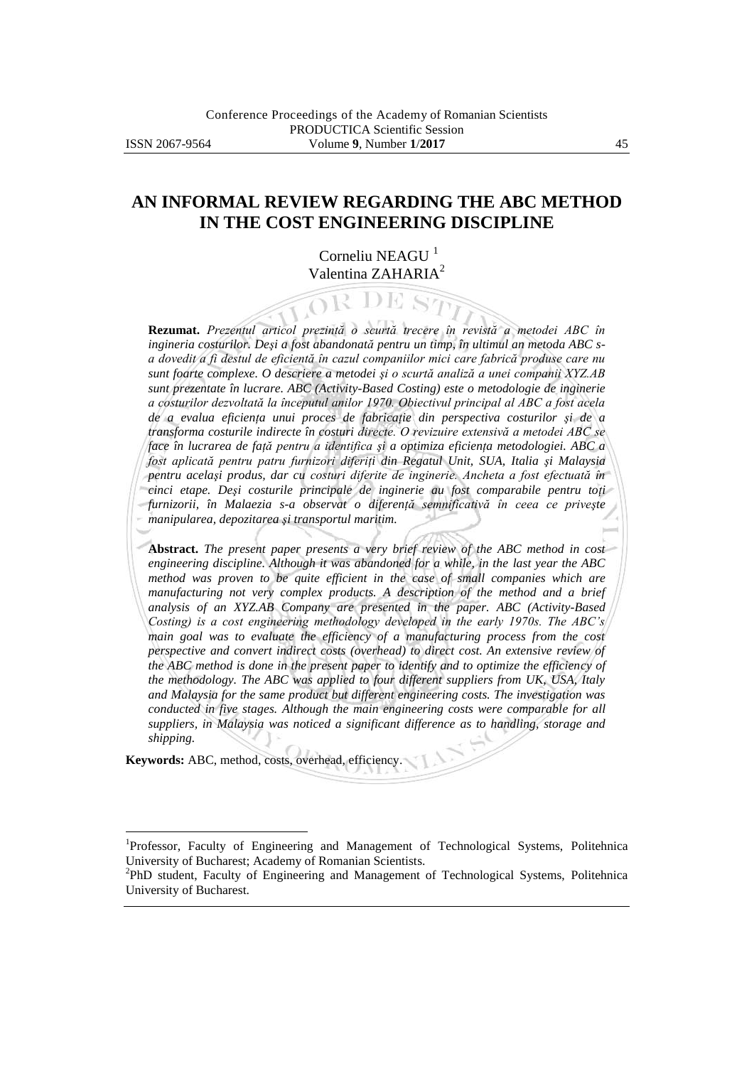# AN INFORMAL REVIEW REGARDING THE ABC METHOD IN THE COST ENGINEERING DISCIPLINE

Corneliu NEAGU [1]
Valentina ZAHARIA[2]

**Rezumat.** *Prezentul articol prezintă o scurtă trecere în revistă a metodei ABC în ingineria costurilor. Deşi a fost abandonată pentru un timp, în ultimul an metoda ABC s-a dovedit a fi destul de eficientă în cazul companiilor mici care fabrică produse care nu sunt foarte complexe. O descriere a metodei şi o scurtă analiză a unei companii XYZ.AB sunt prezentate în lucrare. ABC (Activity-Based Costing) este o metodologie de inginerie a costurilor dezvoltată la începutul anilor 1970. Obiectivul principal al ABC a fost acela de a evalua eficienţa unui proces de fabricaţie din perspectiva costurilor şi de a transforma costurile indirecte în costuri directe. O revizuire extensivă a metodei ABC se face în lucrarea de faţă pentru a identifica şi a optimiza eficienţa metodologiei. ABC a fost aplicată pentru patru furnizori diferiţi din Regatul Unit, SUA, Italia şi Malaysia pentru acelaşi produs, dar cu costuri diferite de inginerie. Ancheta a fost efectuată în cinci etape. Deşi costurile principale de inginerie au fost comparabile pentru toţi furnizorii, în Malaezia s-a observat o diferenţă semnificativă în ceea ce priveşte manipularea, depozitarea şi transportul maritim.*

**Abstract.** *The present paper presents a very brief review of the ABC method in cost engineering discipline. Although it was abandoned for a while, in the last year the ABC method was proven to be quite efficient in the case of small companies which are manufacturing not very complex products. A description of the method and a brief analysis of an XYZ.AB Company are presented in the paper. ABC (Activity-Based Costing) is a cost engineering methodology developed in the early 1970s. The ABC's main goal was to evaluate the efficiency of a manufacturing process from the cost perspective and convert indirect costs (overhead) to direct cost. An extensive review of the ABC method is done in the present paper to identify and to optimize the efficiency of the methodology. The ABC was applied to four different suppliers from UK, USA, Italy and Malaysia for the same product but different engineering costs. The investigation was conducted in five stages. Although the main engineering costs were comparable for all suppliers, in Malaysia was noticed a significant difference as to handling, storage and shipping.*

**Keywords:** ABC, method, costs, overhead, efficiency.

---

[1]Professor, Faculty of Engineering and Management of Technological Systems, Politehnica University of Bucharest; Academy of Romanian Scientists.

[2]PhD student, Faculty of Engineering and Management of Technological Systems, Politehnica University of Bucharest.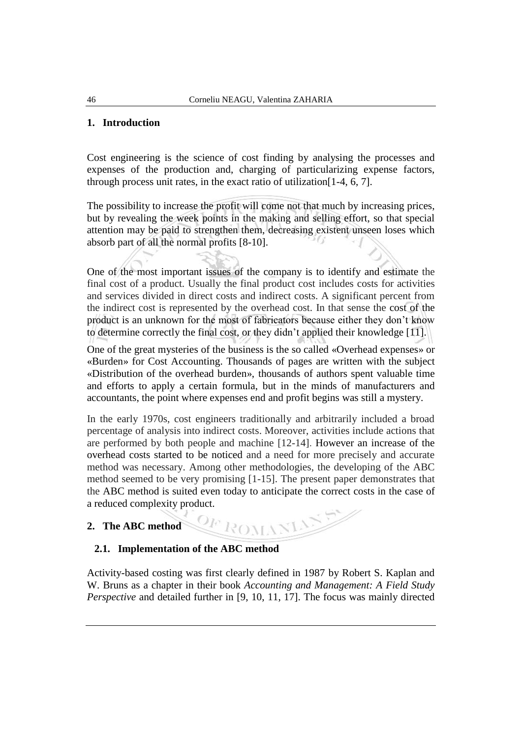## 1. Introduction

Cost engineering is the science of cost finding by analysing the processes and expenses of the production and, charging of particularizing expense factors, through process unit rates, in the exact ratio of utilization[1-4, 6, 7].

The possibility to increase the profit will come not that much by increasing prices, but by revealing the week points in the making and selling effort, so that special attention may be paid to strengthen them, decreasing existent unseen loses which absorb part of all the normal profits [8-10].

One of the most important issues of the company is to identify and estimate the final cost of a product. Usually the final product cost includes costs for activities and services divided in direct costs and indirect costs. A significant percent from the indirect cost is represented by the overhead cost. In that sense the cost of the product is an unknown for the most of fabricators because either they don't know to determine correctly the final cost, or they didn't applied their knowledge [11].

One of the great mysteries of the business is the so called «Overhead expenses» or «Burden» for Cost Accounting. Thousands of pages are written with the subject «Distribution of the overhead burden», thousands of authors spent valuable time and efforts to apply a certain formula, but in the minds of manufacturers and accountants, the point where expenses end and profit begins was still a mystery.

In the early 1970s, cost engineers traditionally and arbitrarily included a broad percentage of analysis into indirect costs. Moreover, activities include actions that are performed by both people and machine [12-14]. However an increase of the overhead costs started to be noticed and a need for more precisely and accurate method was necessary. Among other methodologies, the developing of the ABC method seemed to be very promising [1-15]. The present paper demonstrates that the ABC method is suited even today to anticipate the correct costs in the case of a reduced complexity product.

## 2. The ABC method

### 2.1. Implementation of the ABC method

Activity-based costing was first clearly defined in 1987 by Robert S. Kaplan and W. Bruns as a chapter in their book *Accounting and Management: A Field Study Perspective* and detailed further in [9, 10, 11, 17]. The focus was mainly directed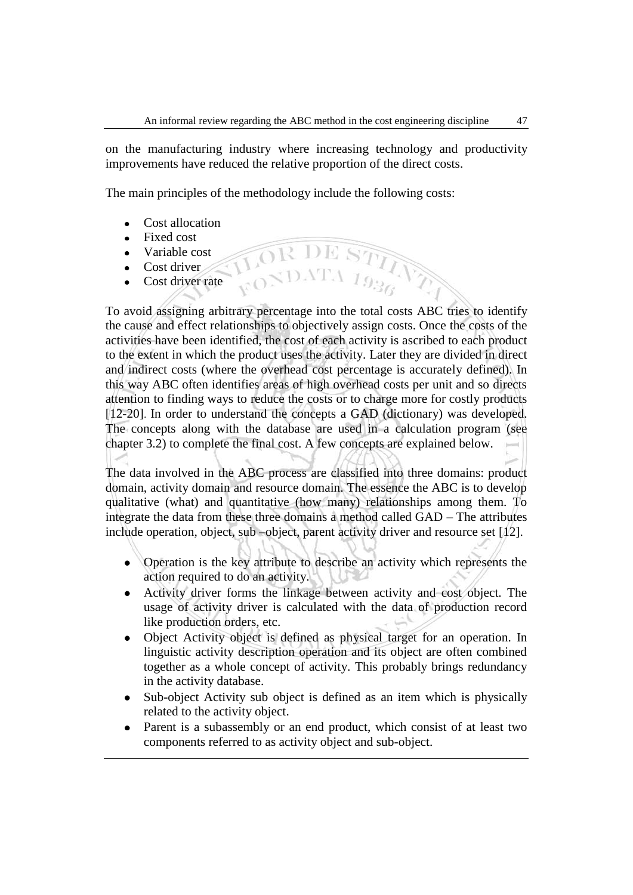on the manufacturing industry where increasing technology and productivity improvements have reduced the relative proportion of the direct costs.

The main principles of the methodology include the following costs:

- Cost allocation
- Fixed cost
- Variable cost
- Cost driver
- Cost driver rate

To avoid assigning arbitrary percentage into the total costs ABC tries to identify the cause and effect relationships to objectively assign costs. Once the costs of the activities have been identified, the cost of each activity is ascribed to each product to the extent in which the product uses the activity. Later they are divided in direct and indirect costs (where the overhead cost percentage is accurately defined). In this way ABC often identifies areas of high overhead costs per unit and so directs attention to finding ways to reduce the costs or to charge more for costly products [12-20]. In order to understand the concepts a GAD (dictionary) was developed. The concepts along with the database are used in a calculation program (see chapter 3.2) to complete the final cost. A few concepts are explained below.

The data involved in the ABC process are classified into three domains: product domain, activity domain and resource domain. The essence the ABC is to develop qualitative (what) and quantitative (how many) relationships among them. To integrate the data from these three domains a method called GAD – The attributes include operation, object, sub –object, parent activity driver and resource set [12].

- Operation is the key attribute to describe an activity which represents the action required to do an activity.
- Activity driver forms the linkage between activity and cost object. The usage of activity driver is calculated with the data of production record like production orders, etc.
- Object Activity object is defined as physical target for an operation. In linguistic activity description operation and its object are often combined together as a whole concept of activity. This probably brings redundancy in the activity database.
- Sub-object Activity sub object is defined as an item which is physically related to the activity object.
- Parent is a subassembly or an end product, which consist of at least two components referred to as activity object and sub-object.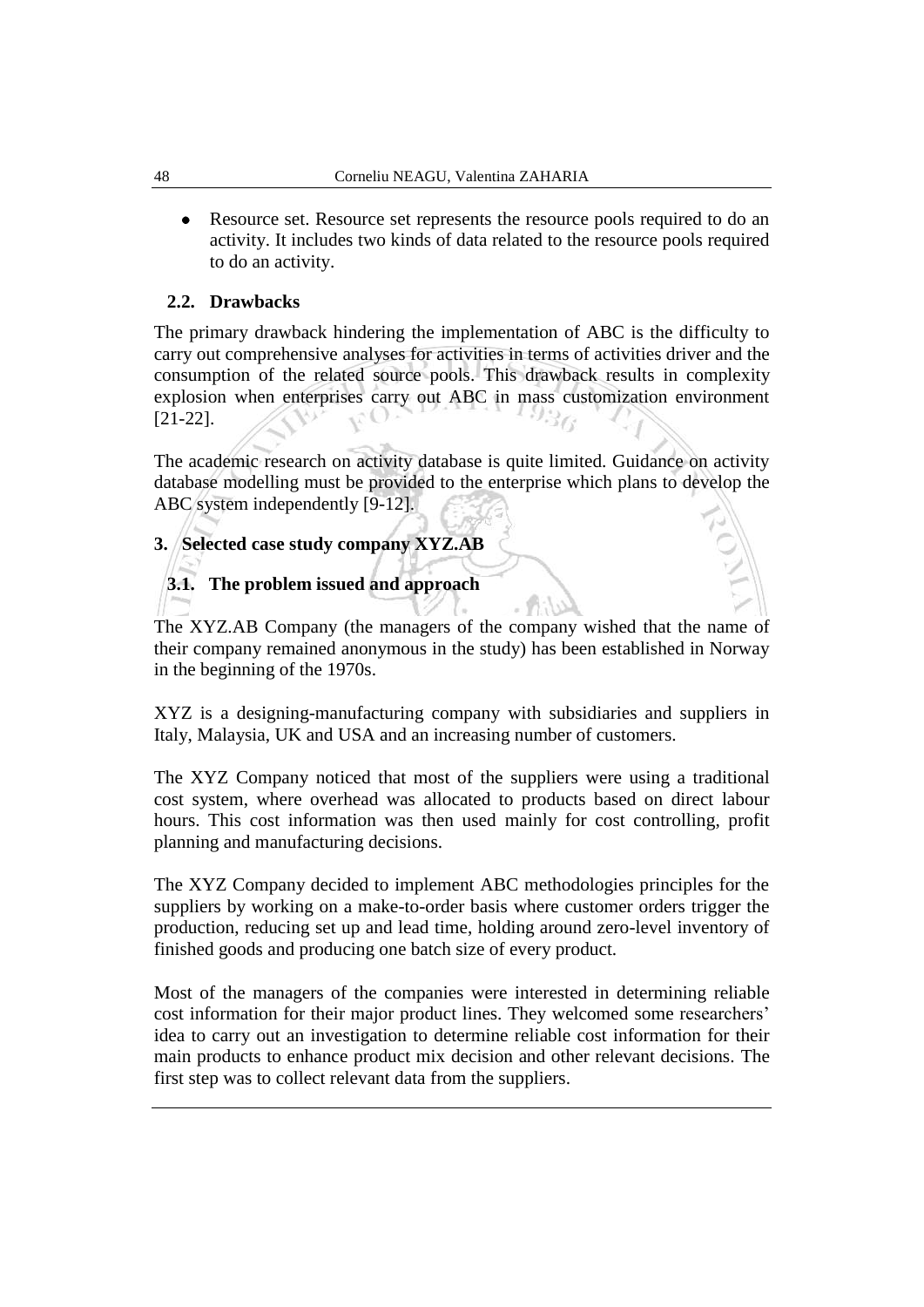- Resource set. Resource set represents the resource pools required to do an activity. It includes two kinds of data related to the resource pools required to do an activity.

### 2.2. Drawbacks

The primary drawback hindering the implementation of ABC is the difficulty to carry out comprehensive analyses for activities in terms of activities driver and the consumption of the related source pools. This drawback results in complexity explosion when enterprises carry out ABC in mass customization environment [21-22].

The academic research on activity database is quite limited. Guidance on activity database modelling must be provided to the enterprise which plans to develop the ABC system independently [9-12].

## 3. Selected case study company XYZ.AB

### 3.1. The problem issued and approach

The XYZ.AB Company (the managers of the company wished that the name of their company remained anonymous in the study) has been established in Norway in the beginning of the 1970s.

XYZ is a designing-manufacturing company with subsidiaries and suppliers in Italy, Malaysia, UK and USA and an increasing number of customers.

The XYZ Company noticed that most of the suppliers were using a traditional cost system, where overhead was allocated to products based on direct labour hours. This cost information was then used mainly for cost controlling, profit planning and manufacturing decisions.

The XYZ Company decided to implement ABC methodologies principles for the suppliers by working on a make-to-order basis where customer orders trigger the production, reducing set up and lead time, holding around zero-level inventory of finished goods and producing one batch size of every product.

Most of the managers of the companies were interested in determining reliable cost information for their major product lines. They welcomed some researchers' idea to carry out an investigation to determine reliable cost information for their main products to enhance product mix decision and other relevant decisions. The first step was to collect relevant data from the suppliers.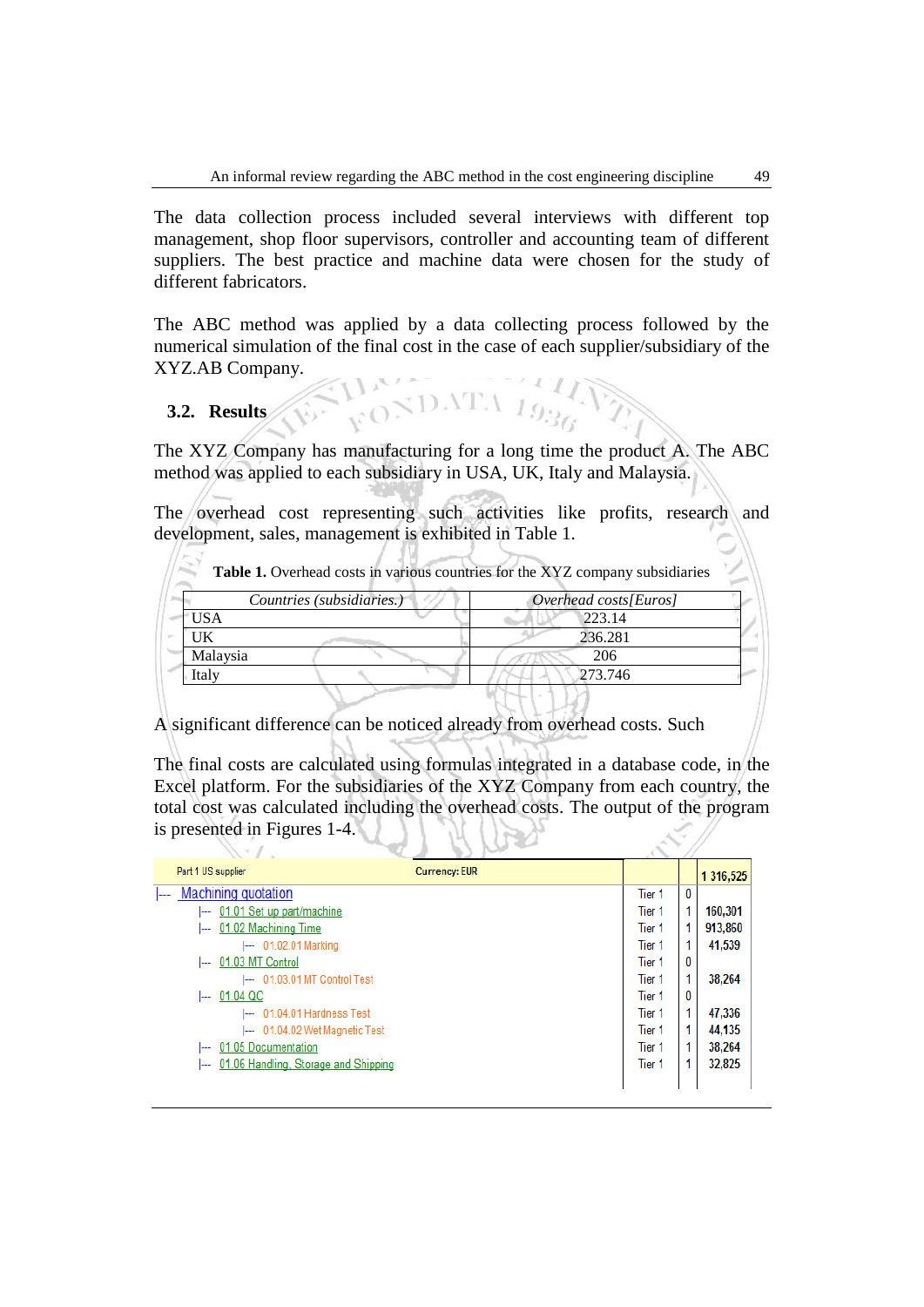The data collection process included several interviews with different top management, shop floor supervisors, controller and accounting team of different suppliers. The best practice and machine data were chosen for the study of different fabricators.

The ABC method was applied by a data collecting process followed by the numerical simulation of the final cost in the case of each supplier/subsidiary of the XYZ.AB Company.

## 3.2. Results

The XYZ Company has manufacturing for a long time the product A. The ABC method was applied to each subsidiary in USA, UK, Italy and Malaysia.

The overhead cost representing such activities like profits, research and development, sales, management is exhibited in Table 1.

**Table 1.** Overhead costs in various countries for the XYZ company subsidiaries

| *Countries (subsidiaries.)* | *Overhead costs[Euros]* |
|---|---|
| USA | 223.14 |
| UK | 236.281 |
| Malaysia | 206 |
| Italy | 273.746 |

A significant difference can be noticed already from overhead costs. Such

The final costs are calculated using formulas integrated in a database code, in the Excel platform. For the subsidiaries of the XYZ Company from each country, the total cost was calculated including the overhead costs. The output of the program is presented in Figures 1-4.

| Part 1 US supplier | Currency: EUR | | | 1 316,525 |
|---|---|---|---|---|
| \|--- Machining quotation | | Tier 1 | 0 | |
| \|--- 01.01 Set up part/machine | | Tier 1 | 1 | 160,301 |
| \|--- 01.02 Machining Time | | Tier 1 | 1 | 913,860 |
| \|--- 01.02.01 Marking | | Tier 1 | 1 | 41,539 |
| \|--- 01.03 MT Control | | Tier 1 | 0 | |
| \|--- 01.03.01 MT Control Test | | Tier 1 | 1 | 38,264 |
| \|--- 01.04 QC | | Tier 1 | 0 | |
| \|--- 01.04.01 Hardness Test | | Tier 1 | 1 | 47,336 |
| \|--- 01.04.02 Wet Magnetic Test | | Tier 1 | 1 | 44,135 |
| \|--- 01.05 Documentation | | Tier 1 | 1 | 38,264 |
| \|--- 01.06 Handling, Storage and Shipping | | Tier 1 | 1 | 32,825 |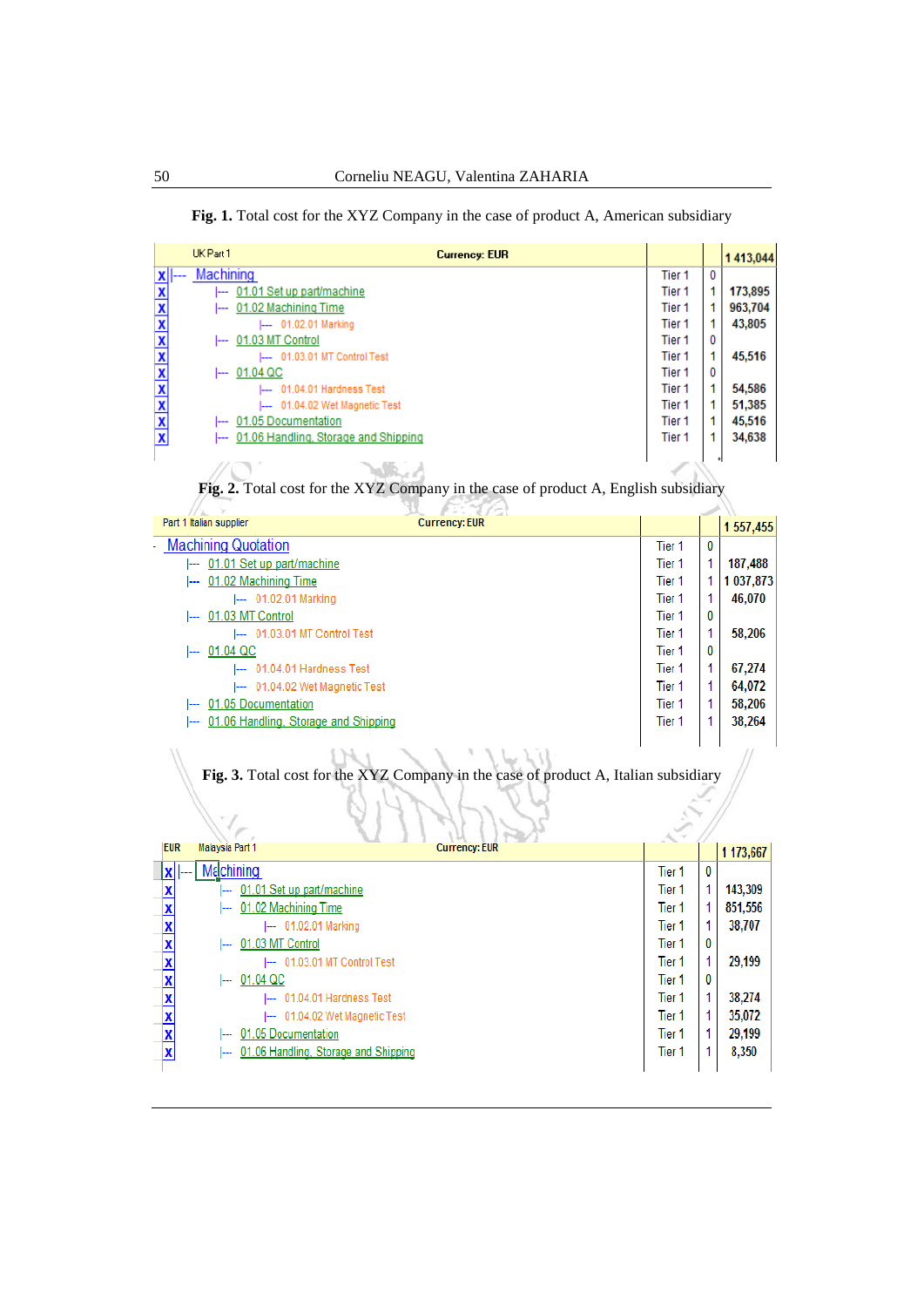**Fig. 1.** Total cost for the XYZ Company in the case of product A, American subsidiary

| | UK Part 1 | Currency: EUR | | | 1 413,044 |
|---|---|---|---|---|---|
| X | Machining | | Tier 1 | 0 | |
| X | 01.01 Set up part/machine | | Tier 1 | 1 | 173,895 |
| X | 01.02 Machining Time | | Tier 1 | 1 | 963,704 |
| X | 01.02.01 Marking | | Tier 1 | 1 | 43,805 |
| X | 01.03 MT Control | | Tier 1 | 0 | |
| X | 01.03.01 MT Control Test | | Tier 1 | 1 | 45,516 |
| X | 01.04 QC | | Tier 1 | 0 | |
| X | 01.04.01 Hardness Test | | Tier 1 | 1 | 54,586 |
| X | 01.04.02 Wet Magnetic Test | | Tier 1 | 1 | 51,385 |
| X | 01.05 Documentation | | Tier 1 | 1 | 45,516 |
| X | 01.06 Handling, Storage and Shipping | | Tier 1 | 1 | 34,638 |

**Fig. 2.** Total cost for the XYZ Company in the case of product A, English subsidiary

| Part 1 Italian supplier | Currency: EUR | | | 1 557,455 |
|---|---|---|---|---|
| Machining Quotation | | Tier 1 | 0 | |
| 01.01 Set up part/machine | | Tier 1 | 1 | 187,488 |
| 01.02 Machining Time | | Tier 1 | 1 | 1 037,873 |
| 01.02.01 Marking | | Tier 1 | 1 | 46,070 |
| 01.03 MT Control | | Tier 1 | 0 | |
| 01.03.01 MT Control Test | | Tier 1 | 1 | 58,206 |
| 01.04 QC | | Tier 1 | 0 | |
| 01.04.01 Hardness Test | | Tier 1 | 1 | 67,274 |
| 01.04.02 Wet Magnetic Test | | Tier 1 | 1 | 64,072 |
| 01.05 Documentation | | Tier 1 | 1 | 58,206 |
| 01.06 Handling, Storage and Shipping | | Tier 1 | 1 | 38,264 |

**Fig. 3.** Total cost for the XYZ Company in the case of product A, Italian subsidiary

| EUR | Malaysia Part 1 | Currency: EUR | | | 1 173,667 |
|---|---|---|---|---|---|
| X | Machining | | Tier 1 | 0 | |
| X | 01.01 Set up part/machine | | Tier 1 | 1 | 143,309 |
| X | 01.02 Machining Time | | Tier 1 | 1 | 851,556 |
| X | 01.02.01 Marking | | Tier 1 | 1 | 38,707 |
| X | 01.03 MT Control | | Tier 1 | 0 | |
| X | 01.03.01 MT Control Test | | Tier 1 | 1 | 29,199 |
| X | 01.04 QC | | Tier 1 | 0 | |
| X | 01.04.01 Hardness Test | | Tier 1 | 1 | 38,274 |
| X | 01.04.02 Wet Magnetic Test | | Tier 1 | 1 | 35,072 |
| X | 01.05 Documentation | | Tier 1 | 1 | 29,199 |
| X | 01.06 Handling, Storage and Shipping | | Tier 1 | 1 | 8,350 |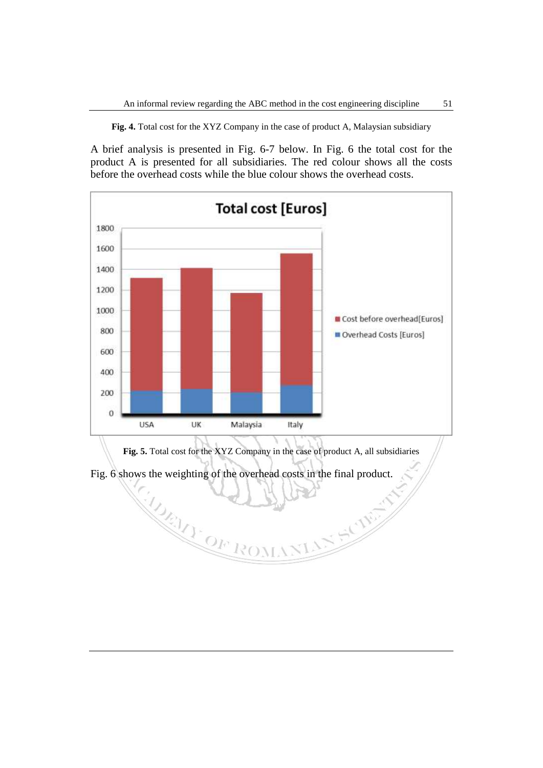**Fig. 4.** Total cost for the XYZ Company in the case of product A, Malaysian subsidiary

A brief analysis is presented in Fig. 6-7 below. In Fig. 6 the total cost for the product A is presented for all subsidiaries. The red colour shows all the costs before the overhead costs while the blue colour shows the overhead costs.

**Fig. 5.** Total cost for the XYZ Company in the case of product A, all subsidiaries

Fig. 6 shows the weighting of the overhead costs in the final product.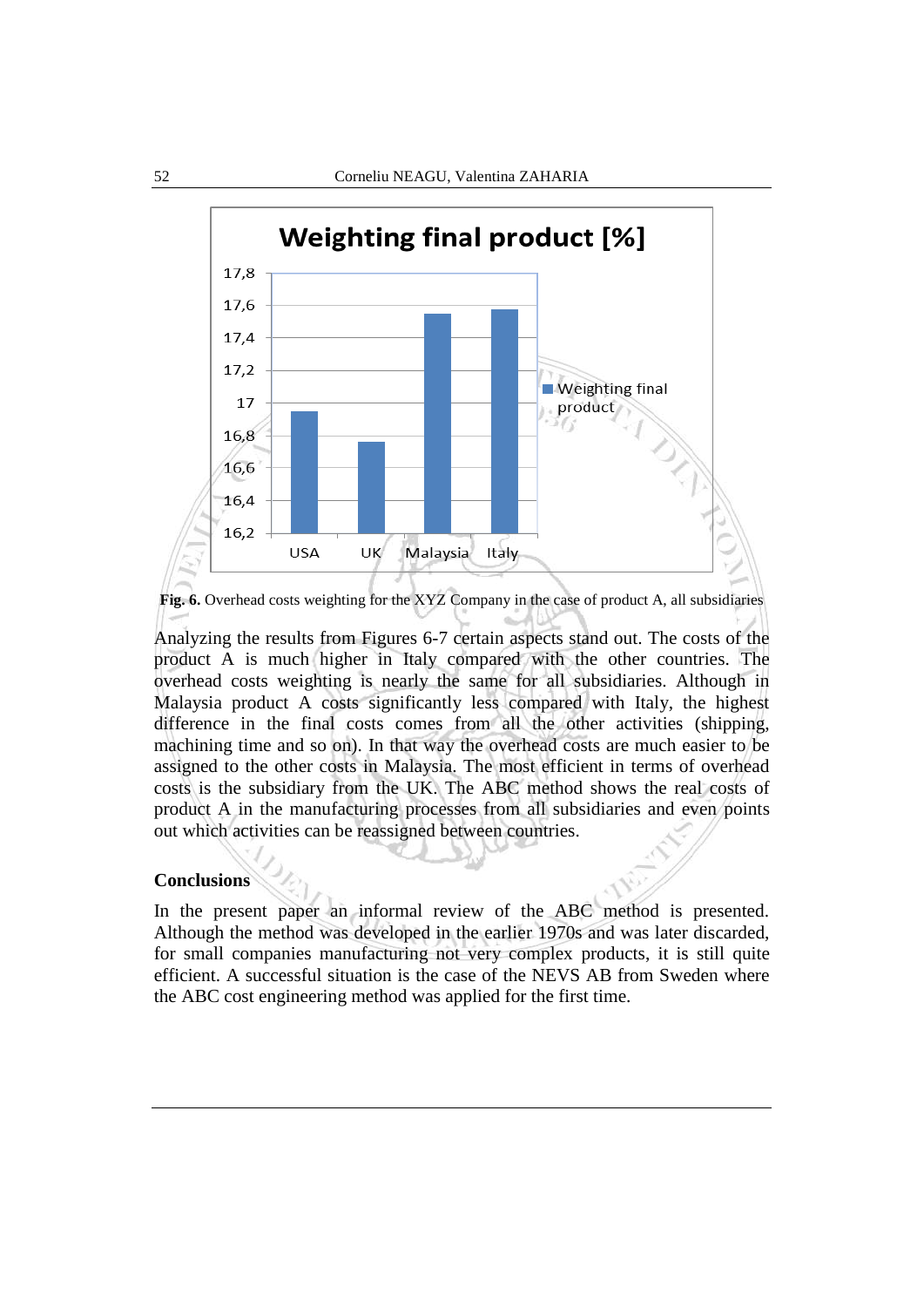**Fig. 6.** Overhead costs weighting for the XYZ Company in the case of product A, all subsidiaries

Analyzing the results from Figures 6-7 certain aspects stand out. The costs of the product A is much higher in Italy compared with the other countries. The overhead costs weighting is nearly the same for all subsidiaries. Although in Malaysia product A costs significantly less compared with Italy, the highest difference in the final costs comes from all the other activities (shipping, machining time and so on). In that way the overhead costs are much easier to be assigned to the other costs in Malaysia. The most efficient in terms of overhead costs is the subsidiary from the UK. The ABC method shows the real costs of product A in the manufacturing processes from all subsidiaries and even points out which activities can be reassigned between countries.

## Conclusions

In the present paper an informal review of the ABC method is presented. Although the method was developed in the earlier 1970s and was later discarded, for small companies manufacturing not very complex products, it is still quite efficient. A successful situation is the case of the NEVS AB from Sweden where the ABC cost engineering method was applied for the first time.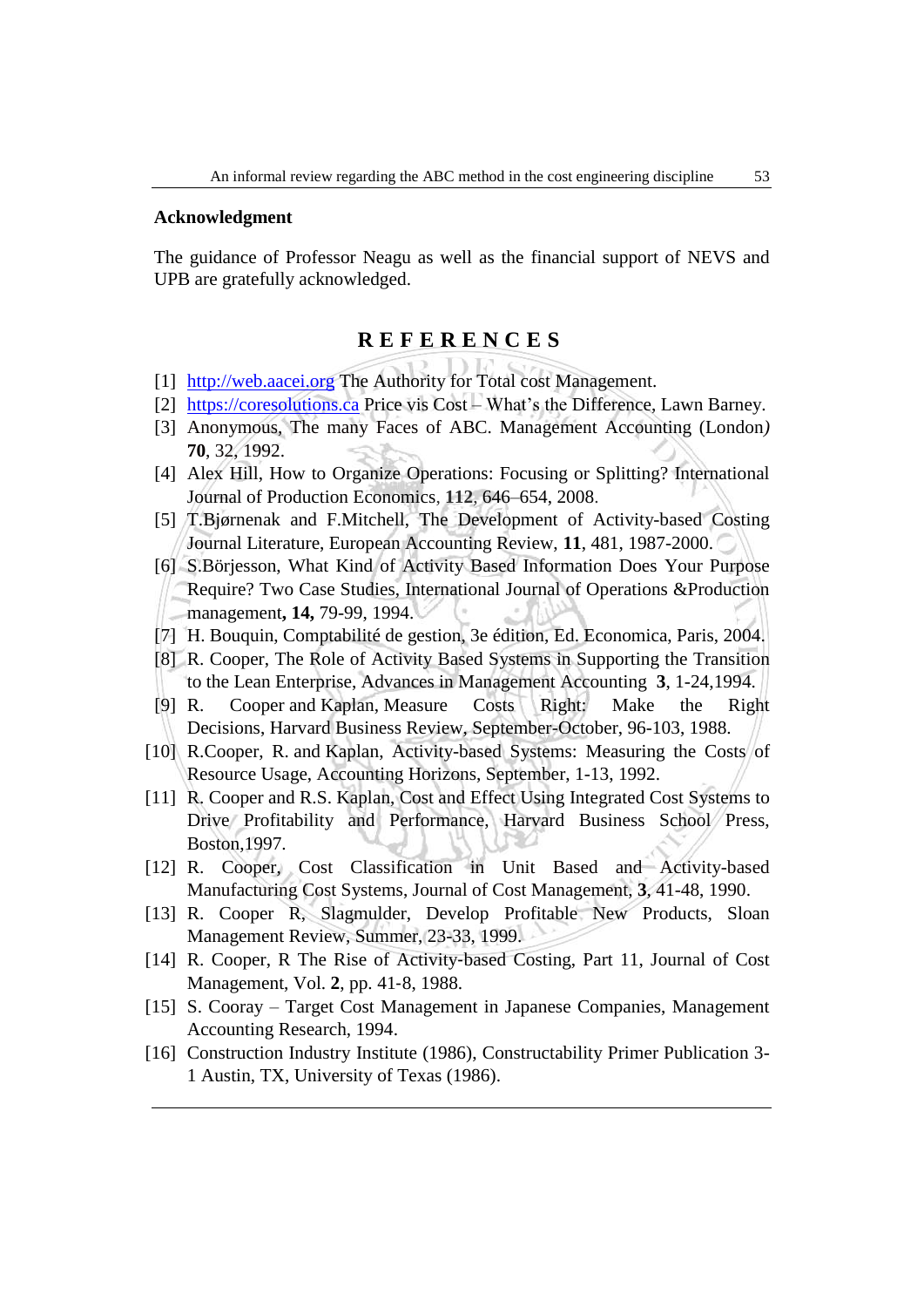## Acknowledgment

The guidance of Professor Neagu as well as the financial support of NEVS and UPB are gratefully acknowledged.

## R E F E R E N C E S

[1] http://web.aacei.org The Authority for Total cost Management.

[2] https://coresolutions.ca Price vis Cost – What's the Difference, Lawn Barney.

[3] Anonymous, The many Faces of ABC. Management Accounting (London) **70**, 32, 1992.

[4] Alex Hill, How to Organize Operations: Focusing or Splitting? International Journal of Production Economics, **112**, 646–654, 2008.

[5] T.Bjørnenak and F.Mitchell, The Development of Activity-based Costing Journal Literature, European Accounting Review, **11**, 481, 1987-2000.

[6] S.Börjesson, What Kind of Activity Based Information Does Your Purpose Require? Two Case Studies, International Journal of Operations &Production management**, 14,** 79-99, 1994.

[7] H. Bouquin, Comptabilité de gestion, 3e édition, Ed. Economica, Paris, 2004.

[8] R. Cooper, The Role of Activity Based Systems in Supporting the Transition to the Lean Enterprise, Advances in Management Accounting **3**, 1-24,1994.

[9] R. Cooper and Kaplan, Measure Costs Right: Make the Right Decisions, Harvard Business Review, September-October, 96-103, 1988.

[10] R.Cooper, R. and Kaplan, Activity-based Systems: Measuring the Costs of Resource Usage, Accounting Horizons, September, 1-13, 1992.

[11] R. Cooper and R.S. Kaplan, Cost and Effect Using Integrated Cost Systems to Drive Profitability and Performance, Harvard Business School Press, Boston,1997.

[12] R. Cooper, Cost Classification in Unit Based and Activity-based Manufacturing Cost Systems, Journal of Cost Management, **3**, 41-48, 1990.

[13] R. Cooper R, Slagmulder, Develop Profitable New Products, Sloan Management Review, Summer, 23-33, 1999.

[14] R. Cooper, R The Rise of Activity-based Costing, Part 11, Journal of Cost Management, Vol. **2**, pp. 41-8, 1988.

[15] S. Cooray – Target Cost Management in Japanese Companies, Management Accounting Research, 1994.

[16] Construction Industry Institute (1986), Constructability Primer Publication 3-1 Austin, TX, University of Texas (1986).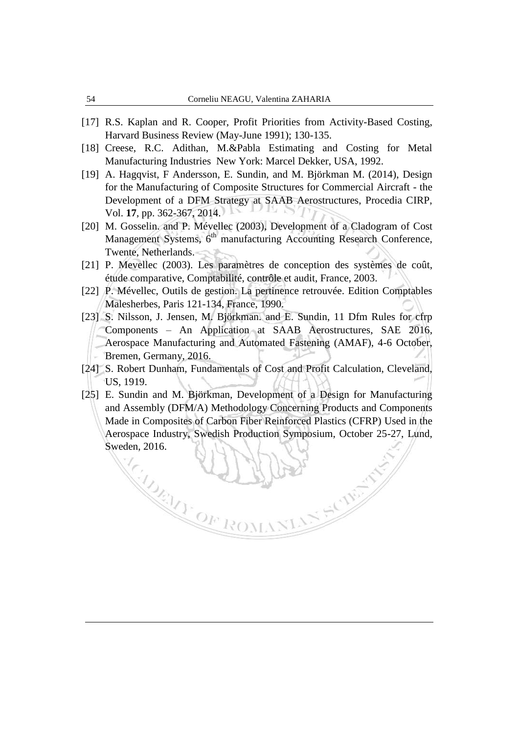[17] R.S. Kaplan and R. Cooper, Profit Priorities from Activity-Based Costing, Harvard Business Review (May-June 1991); 130-135.

[18] Creese, R.C. Adithan, M.&Pabla Estimating and Costing for Metal Manufacturing Industries New York: Marcel Dekker, USA, 1992.

[19] A. Hagqvist, F Andersson, E. Sundin, and M. Björkman M. (2014), Design for the Manufacturing of Composite Structures for Commercial Aircraft - the Development of a DFM Strategy at SAAB Aerostructures, Procedia CIRP, Vol. **17**, pp. 362-367, 2014.

[20] M. Gosselin. and P. Mévellec (2003), Development of a Cladogram of Cost Management Systems, 6th manufacturing Accounting Research Conference, Twente, Netherlands.

[21] P. Mevellec (2003). Les paramètres de conception des systèmes de coût, étude comparative, Comptabilité, contrôle et audit, France, 2003.

[22] P. Mévellec, Outils de gestion. La pertinence retrouvée. Edition Comptables Malesherbes, Paris 121-134, France, 1990.

[23] S. Nilsson, J. Jensen, M. Björkman. and E. Sundin, 11 Dfm Rules for cfrp Components – An Application at SAAB Aerostructures, SAE 2016, Aerospace Manufacturing and Automated Fastening (AMAF), 4-6 October, Bremen, Germany, 2016.

[24] S. Robert Dunham, Fundamentals of Cost and Profit Calculation, Cleveland, US, 1919.

[25] E. Sundin and M. Björkman, Development of a Design for Manufacturing and Assembly (DFM/A) Methodology Concerning Products and Components Made in Composites of Carbon Fiber Reinforced Plastics (CFRP) Used in the Aerospace Industry, Swedish Production Symposium, October 25-27, Lund, Sweden, 2016.